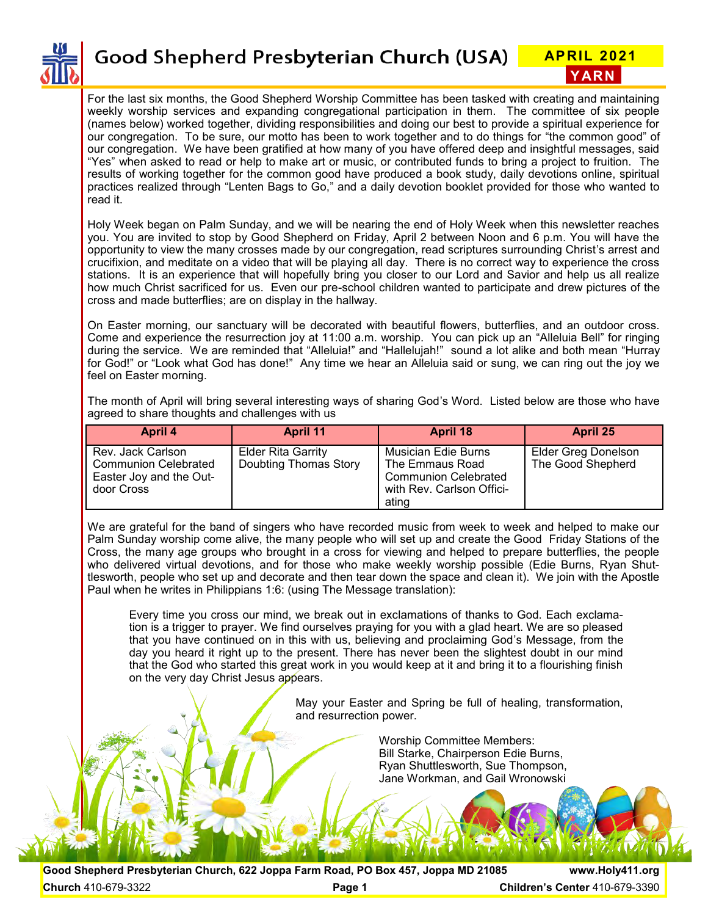# Good Shepherd Presbyterian Church (USA)

**APRIL 2021**
**YARN**

For the last six months, the Good Shepherd Worship Committee has been tasked with creating and maintaining weekly worship services and expanding congregational participation in them. The committee of six people (names below) worked together, dividing responsibilities and doing our best to provide a spiritual experience for our congregation. To be sure, our motto has been to work together and to do things for "the common good" of our congregation. We have been gratified at how many of you have offered deep and insightful messages, said "Yes" when asked to read or help to make art or music, or contributed funds to bring a project to fruition. The results of working together for the common good have produced a book study, daily devotions online, spiritual practices realized through "Lenten Bags to Go," and a daily devotion booklet provided for those who wanted to read it.

Holy Week began on Palm Sunday, and we will be nearing the end of Holy Week when this newsletter reaches you. You are invited to stop by Good Shepherd on Friday, April 2 between Noon and 6 p.m. You will have the opportunity to view the many crosses made by our congregation, read scriptures surrounding Christ's arrest and crucifixion, and meditate on a video that will be playing all day. There is no correct way to experience the cross stations. It is an experience that will hopefully bring you closer to our Lord and Savior and help us all realize how much Christ sacrificed for us. Even our pre-school children wanted to participate and drew pictures of the cross and made butterflies; are on display in the hallway.

On Easter morning, our sanctuary will be decorated with beautiful flowers, butterflies, and an outdoor cross. Come and experience the resurrection joy at 11:00 a.m. worship. You can pick up an "Alleluia Bell" for ringing during the service. We are reminded that "Alleluia!" and "Hallelujah!" sound a lot alike and both mean "Hurray for God!" or "Look what God has done!" Any time we hear an Alleluia said or sung, we can ring out the joy we feel on Easter morning.

The month of April will bring several interesting ways of sharing God's Word. Listed below are those who have agreed to share thoughts and challenges with us

| April 4 | April 11 | April 18 | April 25 |
|---|---|---|---|
| Rev. Jack Carlson<br>Communion Celebrated<br>Easter Joy and the Outdoor Cross | Elder Rita Garrity<br>Doubting Thomas Story | Musician Edie Burns<br>The Emmaus Road<br>Communion Celebrated with Rev. Carlson Officiating | Elder Greg Donelson<br>The Good Shepherd |

We are grateful for the band of singers who have recorded music from week to week and helped to make our Palm Sunday worship come alive, the many people who will set up and create the Good Friday Stations of the Cross, the many age groups who brought in a cross for viewing and helped to prepare butterflies, the people who delivered virtual devotions, and for those who make weekly worship possible (Edie Burns, Ryan Shuttlesworth, people who set up and decorate and then tear down the space and clean it). We join with the Apostle Paul when he writes in Philippians 1:6: (using The Message translation):

> Every time you cross our mind, we break out in exclamations of thanks to God. Each exclamation is a trigger to prayer. We find ourselves praying for you with a glad heart. We are so pleased that you have continued on in this with us, believing and proclaiming God's Message, from the day you heard it right up to the present. There has never been the slightest doubt in our mind that the God who started this great work in you would keep at it and bring it to a flourishing finish on the very day Christ Jesus appears.

May your Easter and Spring be full of healing, transformation, and resurrection power.

Worship Committee Members:
Bill Starke, Chairperson Edie Burns,
Ryan Shuttlesworth, Sue Thompson,
Jane Workman, and Gail Wronowski

**Good Shepherd Presbyterian Church, 622 Joppa Farm Road, PO Box 457, Joppa MD 21085** **www.Holy411.org**
**Church** 410-679-3322 **Children's Center** 410-679-3390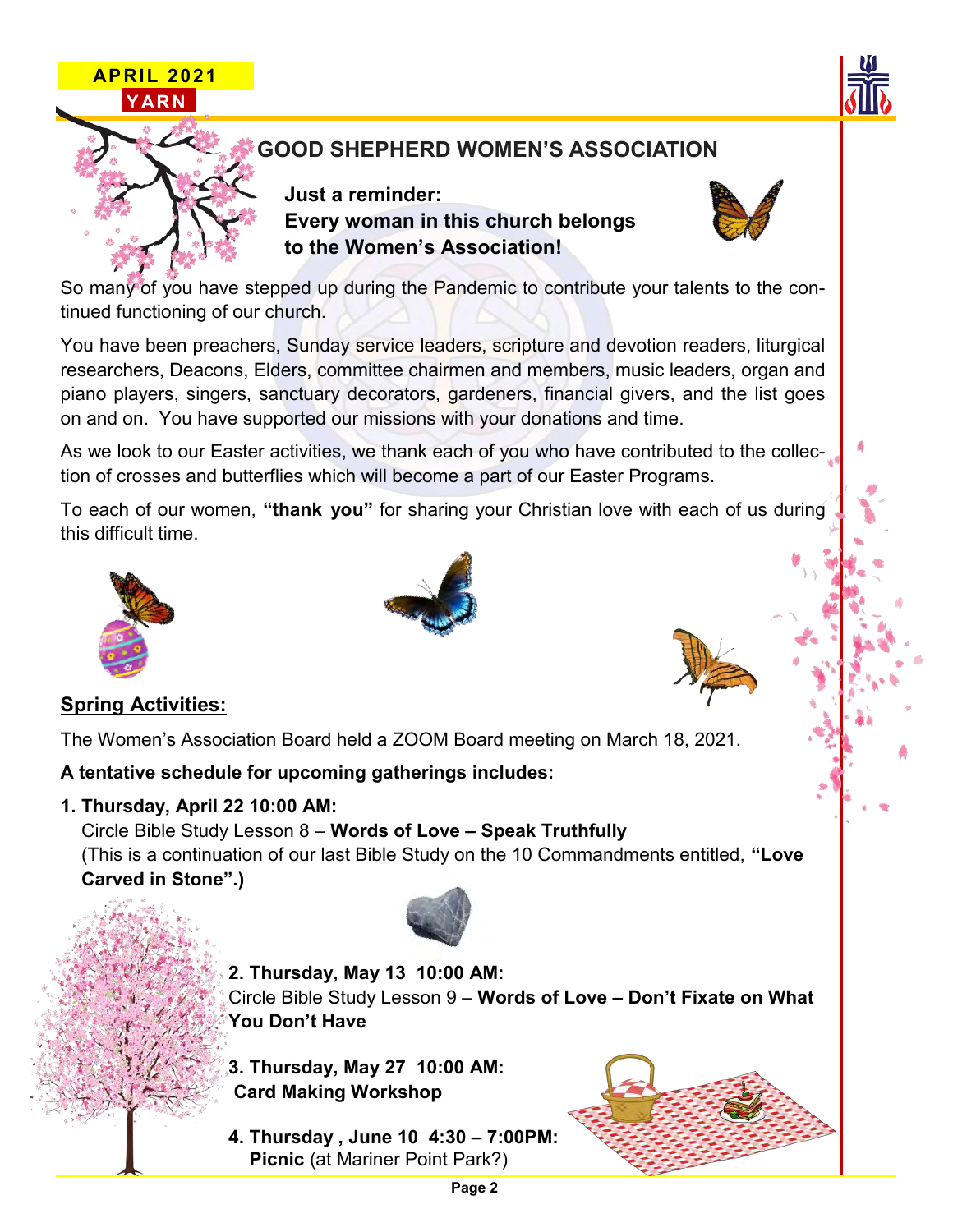# GOOD SHEPHERD WOMEN'S ASSOCIATION

**Just a reminder:**
**Every woman in this church belongs to the Women's Association!**

So many of you have stepped up during the Pandemic to contribute your talents to the continued functioning of our church.

You have been preachers, Sunday service leaders, scripture and devotion readers, liturgical researchers, Deacons, Elders, committee chairmen and members, music leaders, organ and piano players, singers, sanctuary decorators, gardeners, financial givers, and the list goes on and on. You have supported our missions with your donations and time.

As we look to our Easter activities, we thank each of you who have contributed to the collection of crosses and butterflies which will become a part of our Easter Programs.

To each of our women, **"thank you"** for sharing your Christian love with each of us during this difficult time.

## Spring Activities:

The Women's Association Board held a ZOOM Board meeting on March 18, 2021.

**A tentative schedule for upcoming gatherings includes:**

1. **Thursday, April 22 10:00 AM:**
   Circle Bible Study Lesson 8 – **Words of Love – Speak Truthfully**
   (This is a continuation of our last Bible Study on the 10 Commandments entitled, **"Love Carved in Stone".)**

2. **Thursday, May 13 10:00 AM:**
   Circle Bible Study Lesson 9 – **Words of Love – Don't Fixate on What You Don't Have**

3. **Thursday, May 27 10:00 AM:**
   **Card Making Workshop**

4. **Thursday , June 10 4:30 – 7:00PM:**
   **Picnic** (at Mariner Point Park?)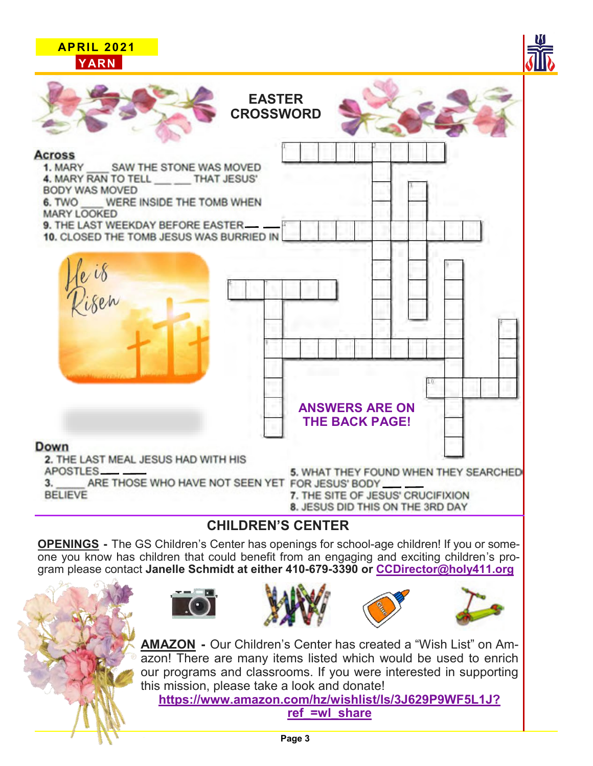APRIL 2021
YARN

## EASTER CROSSWORD

**Across**

1. MARY ____ SAW THE STONE WAS MOVED
4. MARY RAN TO TELL ___ ___ THAT JESUS' BODY WAS MOVED
6. TWO ____ WERE INSIDE THE TOMB WHEN MARY LOOKED
9. THE LAST WEEKDAY BEFORE EASTER ___ ___
10. CLOSED THE TOMB JESUS WAS BURRIED IN

He is Risen

ANSWERS ARE ON THE BACK PAGE!

**Down**

2. THE LAST MEAL JESUS HAD WITH HIS APOSTLES ___ ___
3. _____ ARE THOSE WHO HAVE NOT SEEN YET BELIEVE
5. WHAT THEY FOUND WHEN THEY SEARCHED FOR JESUS' BODY ___ ___
7. THE SITE OF JESUS' CRUCIFIXION
8. JESUS DID THIS ON THE 3RD DAY

## CHILDREN'S CENTER

**OPENINGS** - The GS Children's Center has openings for school-age children! If you or someone you know has children that could benefit from an engaging and exciting children's program please contact **Janelle Schmidt at either 410-679-3390 or CCDirector@holy411.org**

**AMAZON** - Our Children's Center has created a "Wish List" on Amazon! There are many items listed which would be used to enrich our programs and classrooms. If you were interested in supporting this mission, please take a look and donate!

**https://www.amazon.com/hz/wishlist/ls/3J629P9WF5L1J?ref_=wl_share**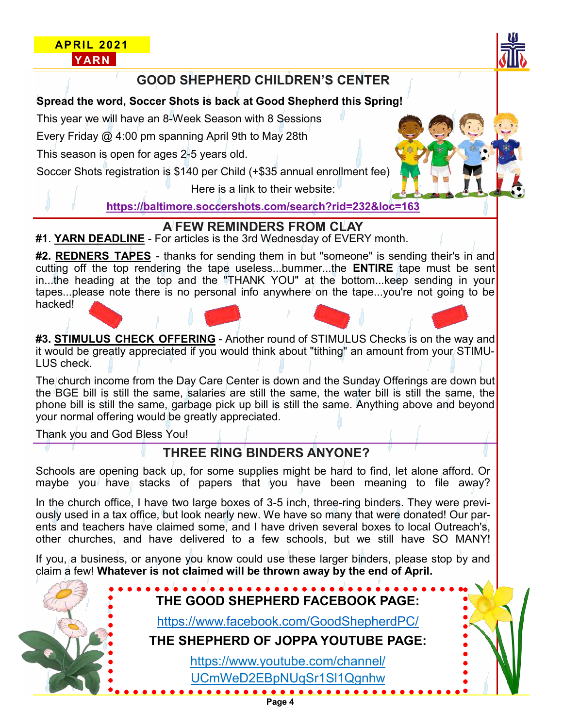## GOOD SHEPHERD CHILDREN'S CENTER

**Spread the word, Soccer Shots is back at Good Shepherd this Spring!**

This year we will have an 8-Week Season with 8 Sessions

Every Friday @ 4:00 pm spanning April 9th to May 28th

This season is open for ages 2-5 years old.

Soccer Shots registration is $140 per Child (+$35 annual enrollment fee)

Here is a link to their website:

**https://baltimore.soccershots.com/search?rid=232&loc=163**

## A FEW REMINDERS FROM CLAY

**#1**. **YARN DEADLINE** - For articles is the 3rd Wednesday of EVERY month.

**#2. REDNERS TAPES** - thanks for sending them in but "someone" is sending their's in and cutting off the top rendering the tape useless...bummer...the **ENTIRE** tape must be sent in...the heading at the top and the "THANK YOU" at the bottom...keep sending in your tapes...please note there is no personal info anywhere on the tape...you're not going to be hacked!

**#3. STIMULUS CHECK OFFERING** - Another round of STIMULUS Checks is on the way and it would be greatly appreciated if you would think about "tithing" an amount from your STIMULUS check.

The church income from the Day Care Center is down and the Sunday Offerings are down but the BGE bill is still the same, salaries are still the same, the water bill is still the same, the phone bill is still the same, garbage pick up bill is still the same. Anything above and beyond your normal offering would be greatly appreciated.

Thank you and God Bless You!

## THREE RING BINDERS ANYONE?

Schools are opening back up, for some supplies might be hard to find, let alone afford. Or maybe you have stacks of papers that you have been meaning to file away?

In the church office, I have two large boxes of 3-5 inch, three-ring binders. They were previously used in a tax office, but look nearly new. We have so many that were donated! Our parents and teachers have claimed some, and I have driven several boxes to local Outreach's, other churches, and have delivered to a few schools, but we still have SO MANY!

If you, a business, or anyone you know could use these larger binders, please stop by and claim a few! **Whatever is not claimed will be thrown away by the end of April.**

**THE GOOD SHEPHERD FACEBOOK PAGE:**

https://www.facebook.com/GoodShepherdPC/

**THE SHEPHERD OF JOPPA YOUTUBE PAGE:**

https://www.youtube.com/channel/UCmWeD2EBpNUqSr1Sl1Qgnhw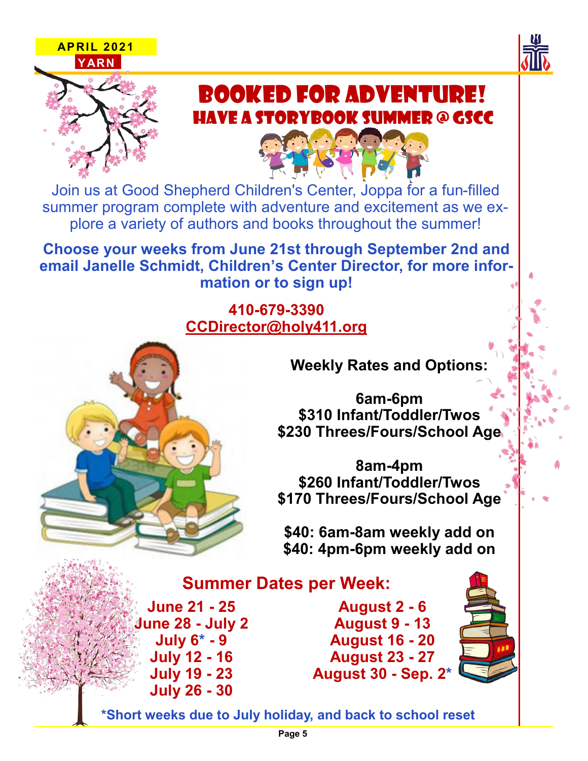# Booked for Adventure!

## Have a Storybook Summer @ GSCC

Join us at Good Shepherd Children's Center, Joppa for a fun-filled summer program complete with adventure and excitement as we explore a variety of authors and books throughout the summer!

**Choose your weeks from June 21st through September 2nd and email Janelle Schmidt, Children's Center Director, for more information or to sign up!**

**410-679-3390**
**CCDirector@holy411.org**

**Weekly Rates and Options:**

**6am-6pm**
**$310 Infant/Toddler/Twos**
**$230 Threes/Fours/School Age**

**8am-4pm**
**$260 Infant/Toddler/Twos**
**$170 Threes/Fours/School Age**

**$40: 6am-8am weekly add on**
**$40: 4pm-6pm weekly add on**

## Summer Dates per Week:

**June 21 - 25**
**June 28 - July 2**
**July 6* - 9**
**July 12 - 16**
**July 19 - 23**
**July 26 - 30**
**August 2 - 6**
**August 9 - 13**
**August 16 - 20**
**August 23 - 27**
**August 30 - Sep. 2***

**\*Short weeks due to July holiday, and back to school reset**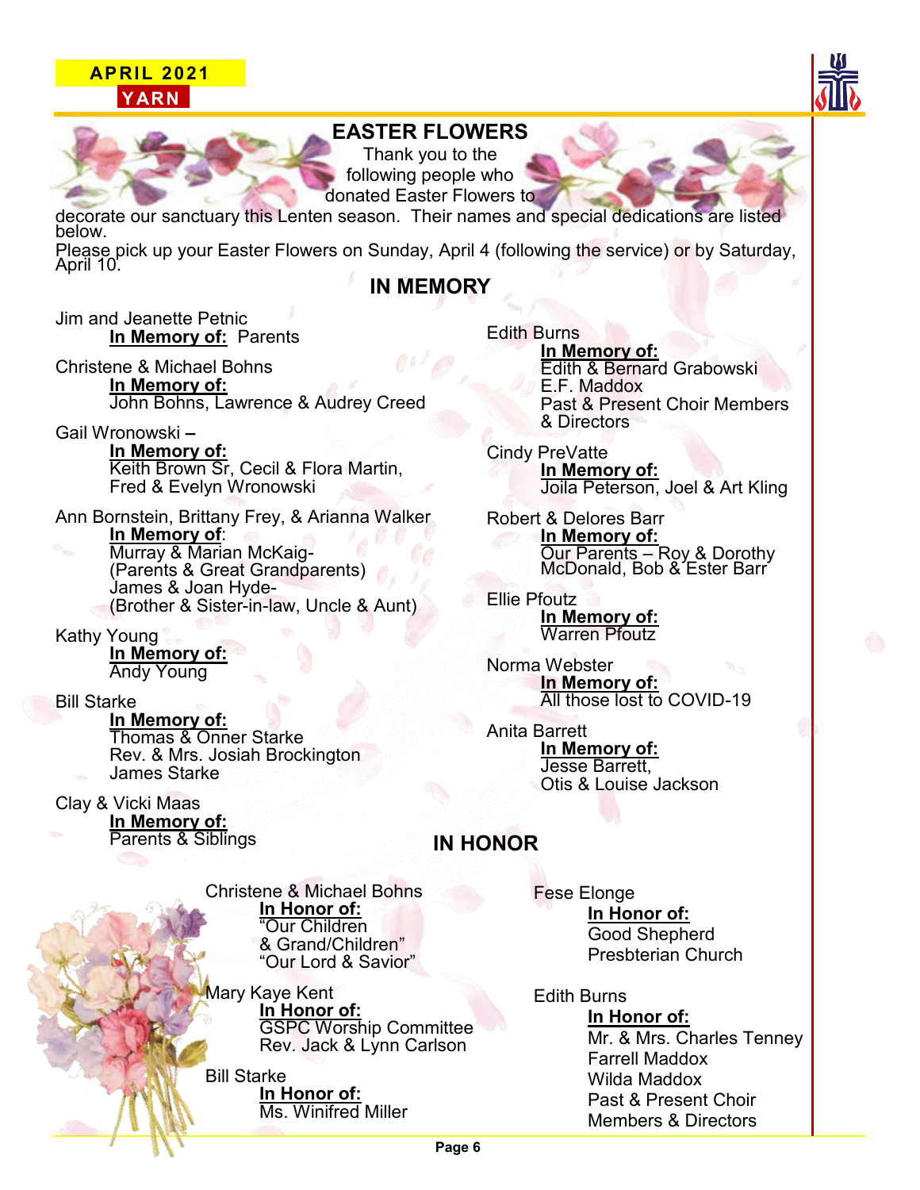## EASTER FLOWERS

Thank you to the following people who donated Easter Flowers to decorate our sanctuary this Lenten season. Their names and special dedications are listed below.

Please pick up your Easter Flowers on Sunday, April 4 (following the service) or by Saturday, April 10.

## IN MEMORY

Jim and Jeanette Petnic
**In Memory of:** Parents

Christene & Michael Bohns
**In Memory of:**
John Bohns, Lawrence & Audrey Creed

Gail Wronowski –
**In Memory of:**
Keith Brown Sr, Cecil & Flora Martin, Fred & Evelyn Wronowski

Ann Bornstein, Brittany Frey, & Arianna Walker
**In Memory of**:
Murray & Marian McKaig-
(Parents & Great Grandparents)
James & Joan Hyde-
(Brother & Sister-in-law, Uncle & Aunt)

Kathy Young
**In Memory of:**
Andy Young

Bill Starke
**In Memory of:**
Thomas & Onner Starke
Rev. & Mrs. Josiah Brockington
James Starke

Clay & Vicki Maas
**In Memory of:**
Parents & Siblings

Edith Burns
**In Memory of:**
Edith & Bernard Grabowski
E.F. Maddox
Past & Present Choir Members & Directors

Cindy PreVatte
**In Memory of:**
Joila Peterson, Joel & Art Kling

Robert & Delores Barr
**In Memory of:**
Our Parents – Roy & Dorothy McDonald, Bob & Ester Barr

Ellie Pfoutz
**In Memory of:**
Warren Pfoutz

Norma Webster
**In Memory of:**
All those lost to COVID-19

Anita Barrett
**In Memory of:**
Jesse Barrett,
Otis & Louise Jackson

## IN HONOR

Christene & Michael Bohns
**In Honor of:**
"Our Children & Grand/Children"
"Our Lord & Savior"

Mary Kaye Kent
**In Honor of:**
GSPC Worship Committee
Rev. Jack & Lynn Carlson

Bill Starke
**In Honor of:**
Ms. Winifred Miller

Fese Elonge
**In Honor of:**
Good Shepherd Presbterian Church

Edith Burns
**In Honor of:**
Mr. & Mrs. Charles Tenney
Farrell Maddox
Wilda Maddox
Past & Present Choir Members & Directors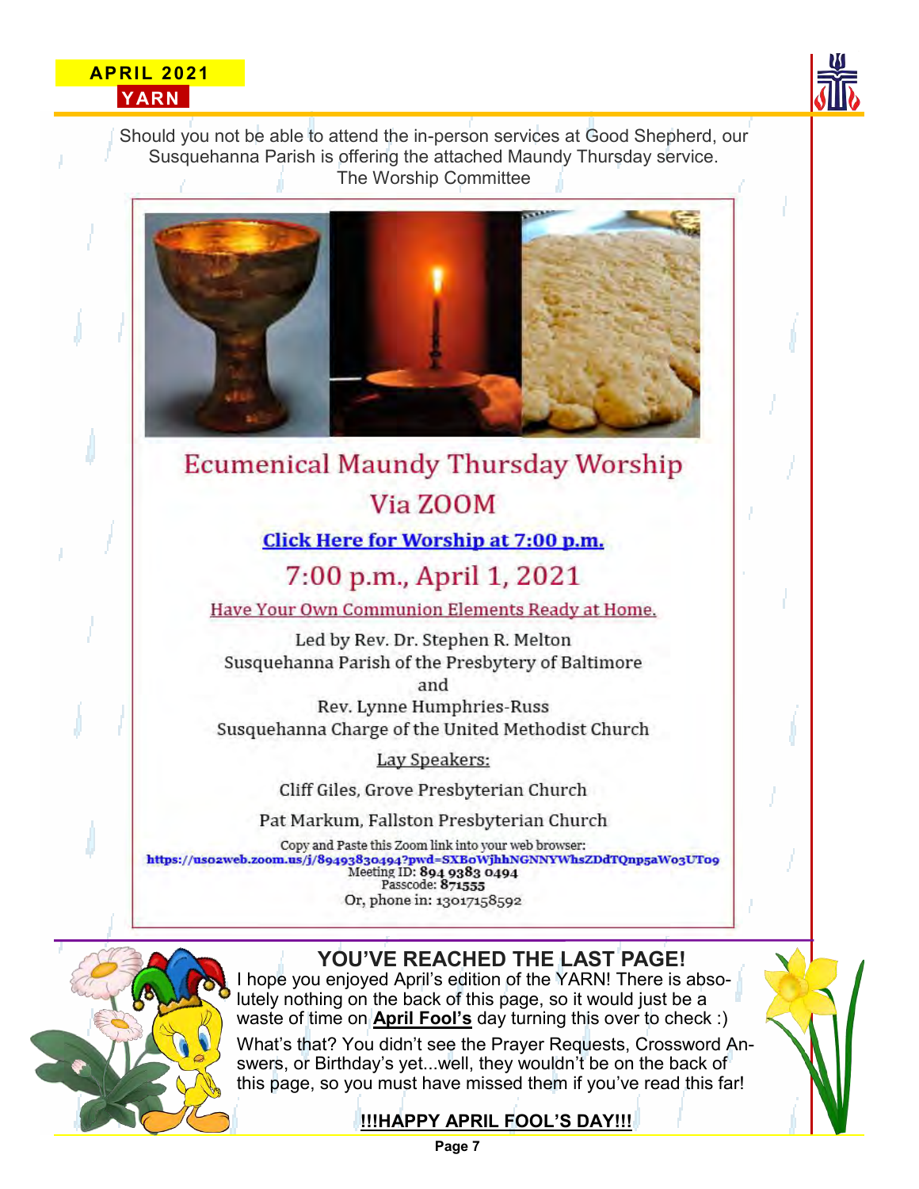Should you not be able to attend the in-person services at Good Shepherd, our Susquehanna Parish is offering the attached Maundy Thursday service.
The Worship Committee

## Ecumenical Maundy Thursday Worship

## Via ZOOM

**Click Here for Worship at 7:00 p.m.**

### 7:00 p.m., April 1, 2021

Have Your Own Communion Elements Ready at Home.

Led by Rev. Dr. Stephen R. Melton
Susquehanna Parish of the Presbytery of Baltimore
and
Rev. Lynne Humphries-Russ
Susquehanna Charge of the United Methodist Church

Lay Speakers:

Cliff Giles, Grove Presbyterian Church

Pat Markum, Fallston Presbyterian Church

Copy and Paste this Zoom link into your web browser:
**https://uso2web.zoom.us/j/89493830494?pwd=SXBoWjhhNGNNYWhsZDdTQnp5aWo3UTo9**
Meeting ID: **894 9383 0494**
Passcode: **871555**
Or, phone in: 13017158592

## YOU'VE REACHED THE LAST PAGE!

I hope you enjoyed April's edition of the YARN! There is absolutely nothing on the back of this page, so it would just be a waste of time on **April Fool's** day turning this over to check :)

What's that? You didn't see the Prayer Requests, Crossword Answers, or Birthday's yet...well, they wouldn't be on the back of this page, so you must have missed them if you've read this far!

**!!!HAPPY APRIL FOOL'S DAY!!!**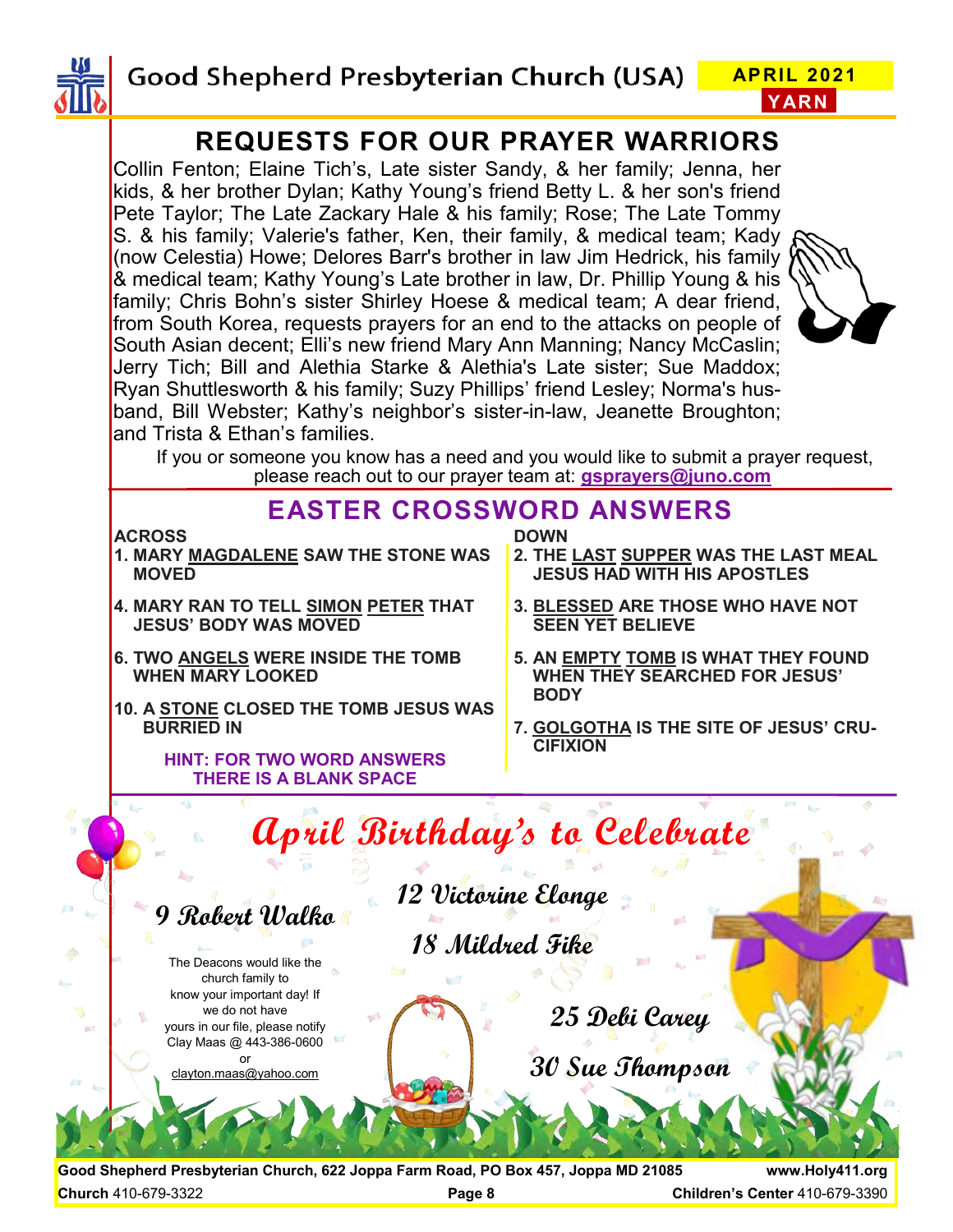## REQUESTS FOR OUR PRAYER WARRIORS

Collin Fenton; Elaine Tich's, Late sister Sandy, & her family; Jenna, her kids, & her brother Dylan; Kathy Young's friend Betty L. & her son's friend Pete Taylor; The Late Zackary Hale & his family; Rose; The Late Tommy S. & his family; Valerie's father, Ken, their family, & medical team; Kady (now Celestia) Howe; Delores Barr's brother in law Jim Hedrick, his family & medical team; Kathy Young's Late brother in law, Dr. Phillip Young & his family; Chris Bohn's sister Shirley Hoese & medical team; A dear friend, from South Korea, requests prayers for an end to the attacks on people of South Asian decent; Elli's new friend Mary Ann Manning; Nancy McCaslin; Jerry Tich; Bill and Alethia Starke & Alethia's Late sister; Sue Maddox; Ryan Shuttlesworth & his family; Suzy Phillips' friend Lesley; Norma's husband, Bill Webster; Kathy's neighbor's sister-in-law, Jeanette Broughton; and Trista & Ethan's families.

If you or someone you know has a need and you would like to submit a prayer request, please reach out to our prayer team at: gsprayers@juno.com

## EASTER CROSSWORD ANSWERS

**ACROSS**

1. MARY MAGDALENE SAW THE STONE WAS MOVED
4. MARY RAN TO TELL SIMON PETER THAT JESUS' BODY WAS MOVED
6. TWO ANGELS WERE INSIDE THE TOMB WHEN MARY LOOKED
10. A STONE CLOSED THE TOMB JESUS WAS BURRIED IN

HINT: FOR TWO WORD ANSWERS THERE IS A BLANK SPACE

**DOWN**

2. THE LAST SUPPER WAS THE LAST MEAL JESUS HAD WITH HIS APOSTLES
3. BLESSED ARE THOSE WHO HAVE NOT SEEN YET BELIEVE
5. AN EMPTY TOMB IS WHAT THEY FOUND WHEN THEY SEARCHED FOR JESUS' BODY
7. GOLGOTHA IS THE SITE OF JESUS' CRUCIFIXION

## *April Birthday's to Celebrate*

*9 Robert Walko*

*12 Victorine Elonge*

*18 Mildred Fike*

*25 Debi Carey*

*30 Sue Thompson*

The Deacons would like the church family to know your important day! If we do not have yours in our file, please notify Clay Maas @ 443-386-0600 or clayton.maas@yahoo.com

**Good Shepherd Presbyterian Church, 622 Joppa Farm Road, PO Box 457, Joppa MD 21085** **www.Holy411.org**

**Church** 410-679-3322 **Children's Center** 410-679-3390